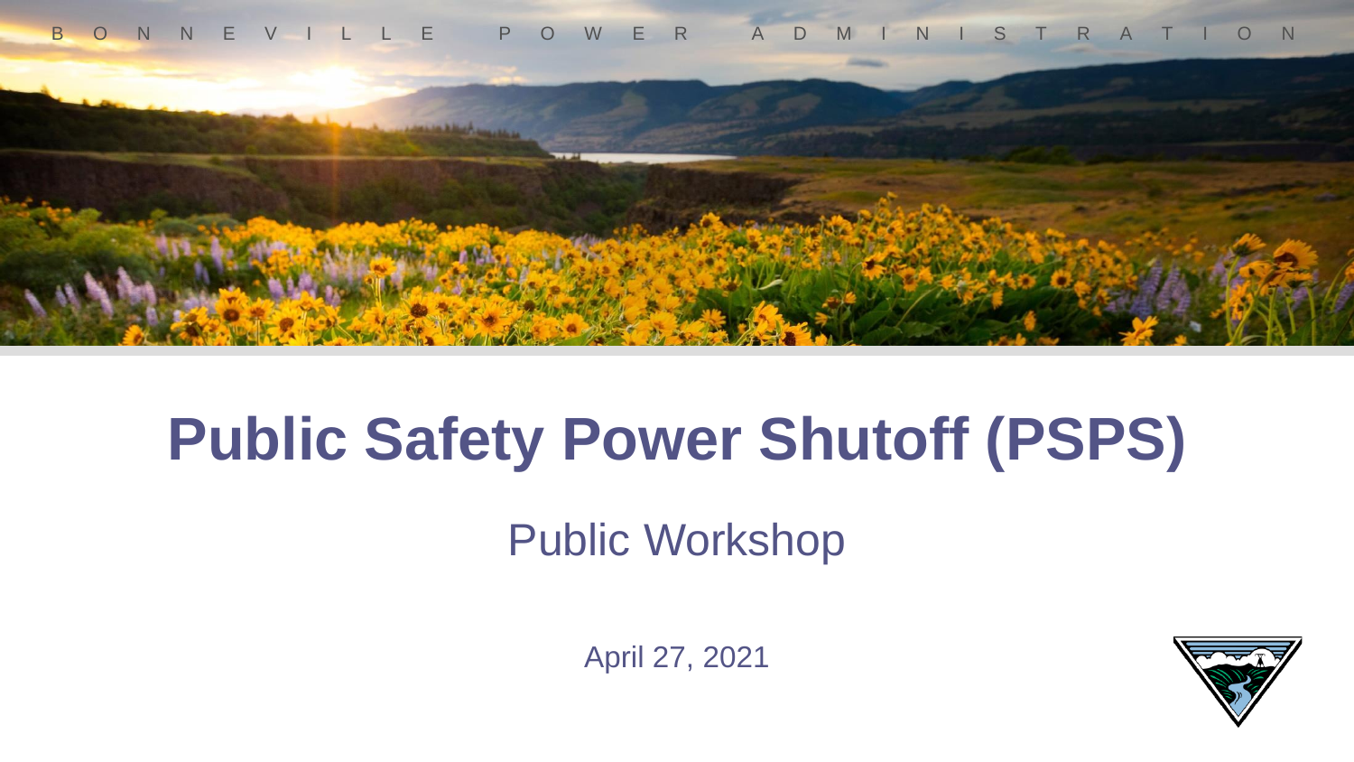BONNEVILLE POWER ADMINISTRATION

# Public Safety Power Shutoff (PSPS)

## Public Workshop

April 27, 2021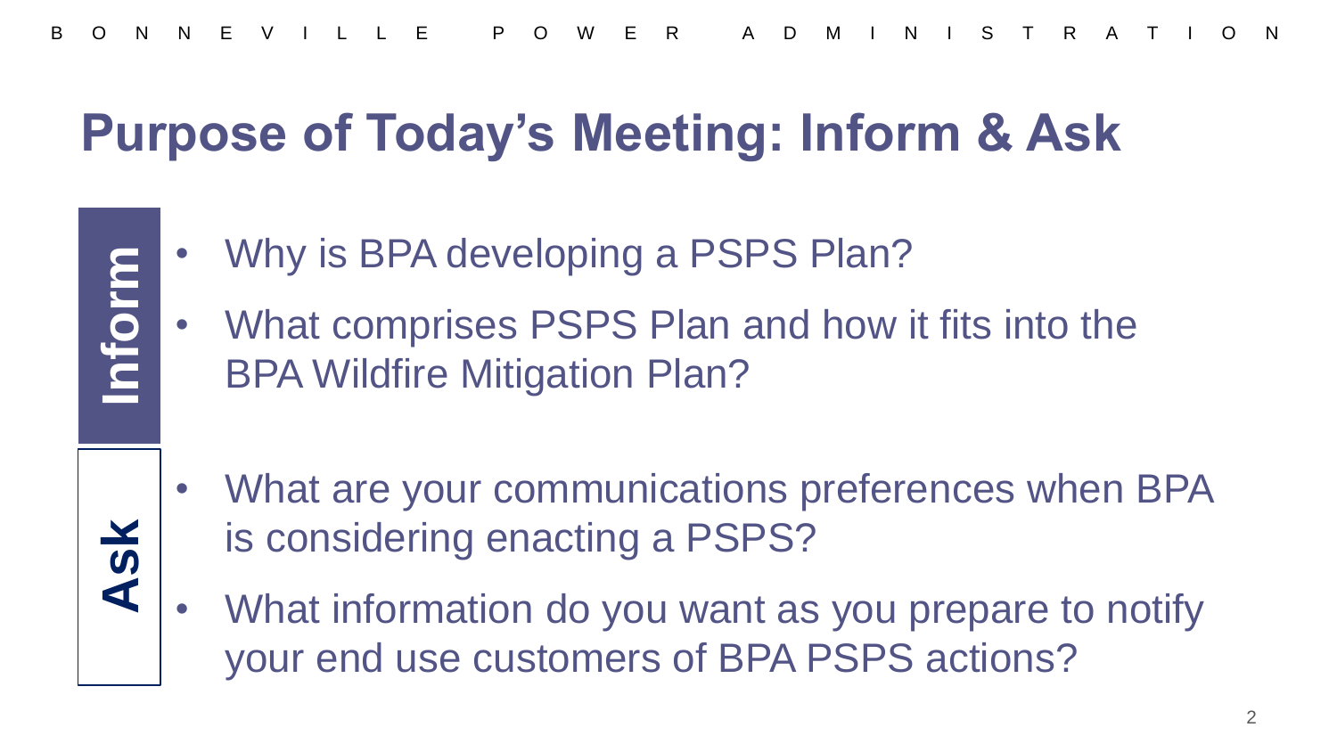# Purpose of Today's Meeting: Inform & Ask

**Inform**

- Why is BPA developing a PSPS Plan?
- What comprises PSPS Plan and how it fits into the BPA Wildfire Mitigation Plan?

**Ask**

- What are your communications preferences when BPA is considering enacting a PSPS?
- What information do you want as you prepare to notify your end use customers of BPA PSPS actions?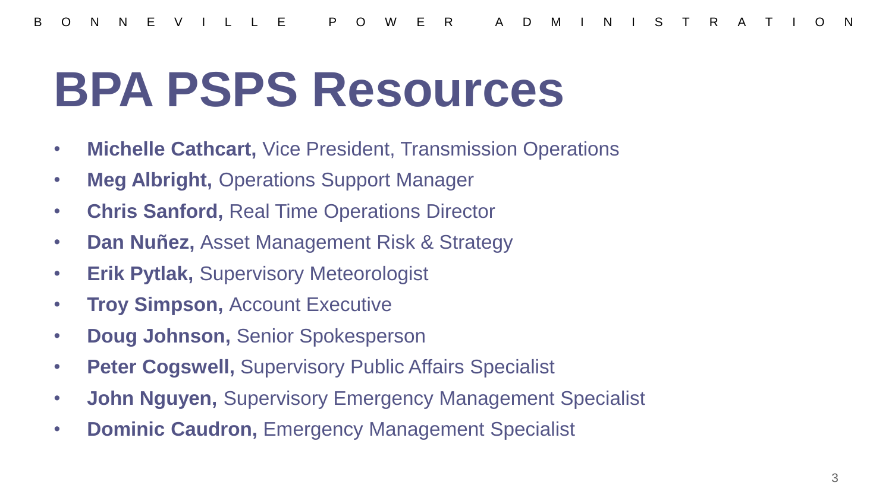# BPA PSPS Resources

- **Michelle Cathcart,** Vice President, Transmission Operations
- **Meg Albright,** Operations Support Manager
- **Chris Sanford,** Real Time Operations Director
- **Dan Nuñez,** Asset Management Risk & Strategy
- **Erik Pytlak,** Supervisory Meteorologist
- **Troy Simpson,** Account Executive
- **Doug Johnson,** Senior Spokesperson
- **Peter Cogswell,** Supervisory Public Affairs Specialist
- **John Nguyen,** Supervisory Emergency Management Specialist
- **Dominic Caudron,** Emergency Management Specialist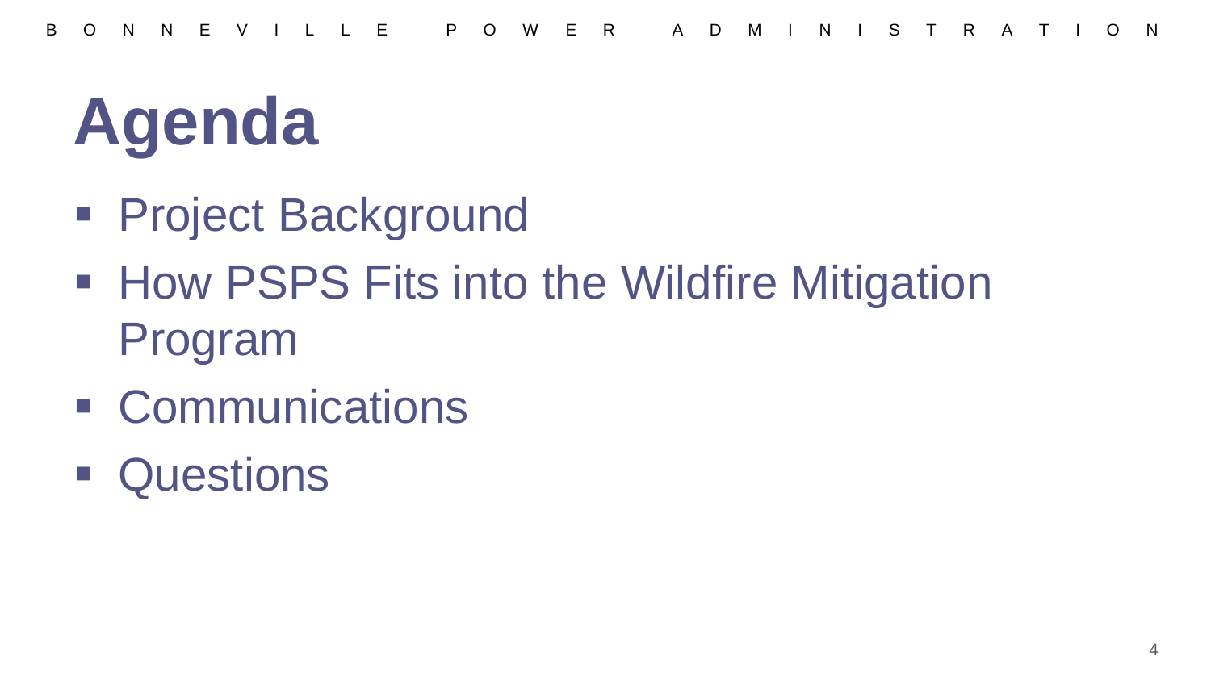# Agenda

- Project Background
- How PSPS Fits into the Wildfire Mitigation Program
- Communications
- Questions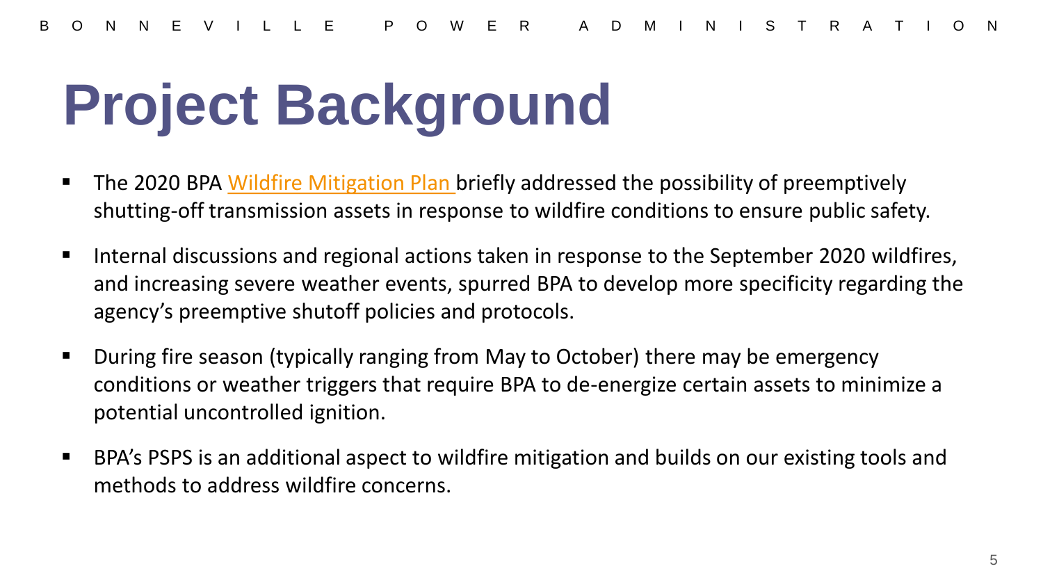# Project Background

- The 2020 BPA Wildfire Mitigation Plan briefly addressed the possibility of preemptively shutting-off transmission assets in response to wildfire conditions to ensure public safety.
- Internal discussions and regional actions taken in response to the September 2020 wildfires, and increasing severe weather events, spurred BPA to develop more specificity regarding the agency's preemptive shutoff policies and protocols.
- During fire season (typically ranging from May to October) there may be emergency conditions or weather triggers that require BPA to de-energize certain assets to minimize a potential uncontrolled ignition.
- BPA's PSPS is an additional aspect to wildfire mitigation and builds on our existing tools and methods to address wildfire concerns.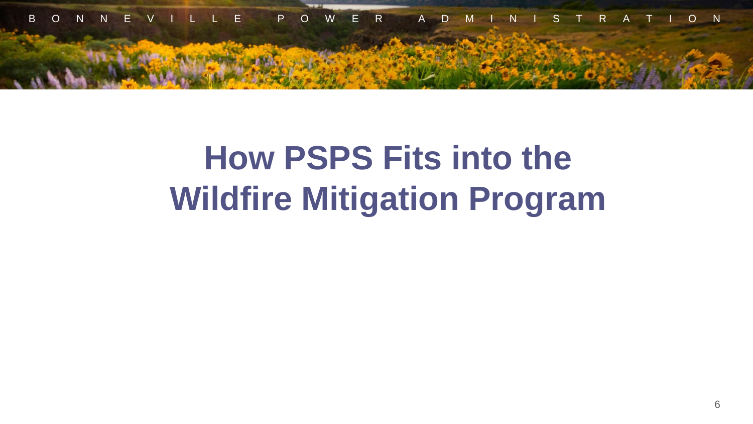# How PSPS Fits into the Wildfire Mitigation Program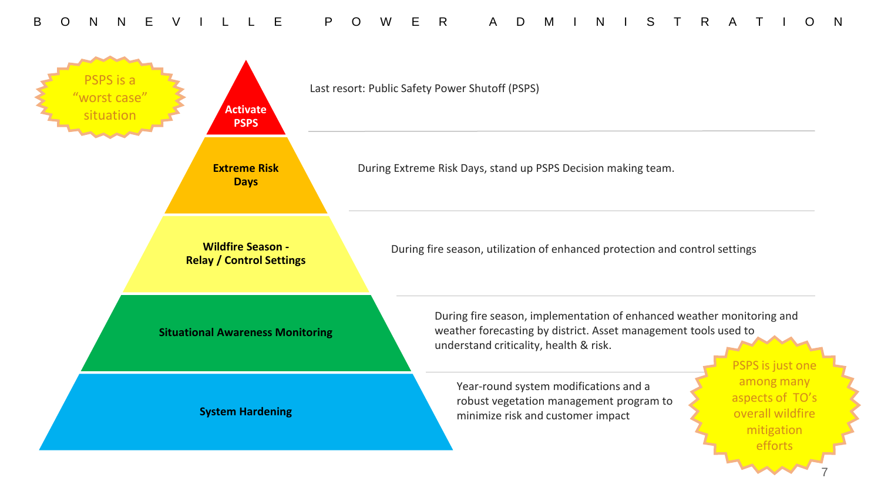PSPS is a "worst case" situation

| Level | Description |
|---|---|
| **Activate PSPS** | Last resort: Public Safety Power Shutoff (PSPS) |
| **Extreme Risk Days** | During Extreme Risk Days, stand up PSPS Decision making team. |
| **Wildfire Season - Relay / Control Settings** | During fire season, utilization of enhanced protection and control settings |
| **Situational Awareness Monitoring** | During fire season, implementation of enhanced weather monitoring and weather forecasting by district. Asset management tools used to understand criticality, health & risk. |
| **System Hardening** | Year-round system modifications and a robust vegetation management program to minimize risk and customer impact |

PSPS is just one among many aspects of TO's overall wildfire mitigation efforts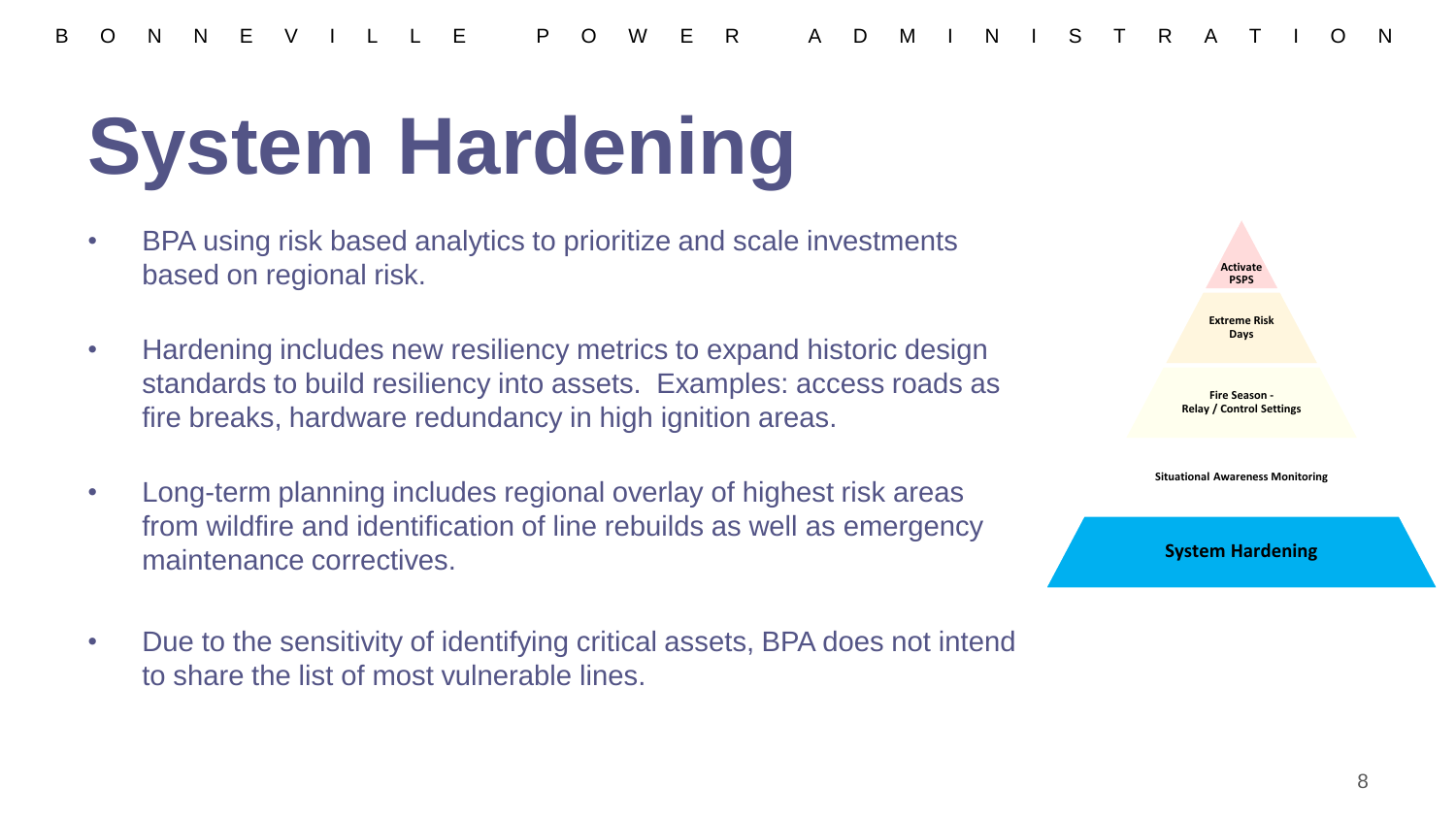# System Hardening

- BPA using risk based analytics to prioritize and scale investments based on regional risk.
- Hardening includes new resiliency metrics to expand historic design standards to build resiliency into assets. Examples: access roads as fire breaks, hardware redundancy in high ignition areas.
- Long-term planning includes regional overlay of highest risk areas from wildfire and identification of line rebuilds as well as emergency maintenance correctives.
- Due to the sensitivity of identifying critical assets, BPA does not intend to share the list of most vulnerable lines.

Activate PSPS

Extreme Risk Days

Fire Season - Relay / Control Settings

Situational Awareness Monitoring

System Hardening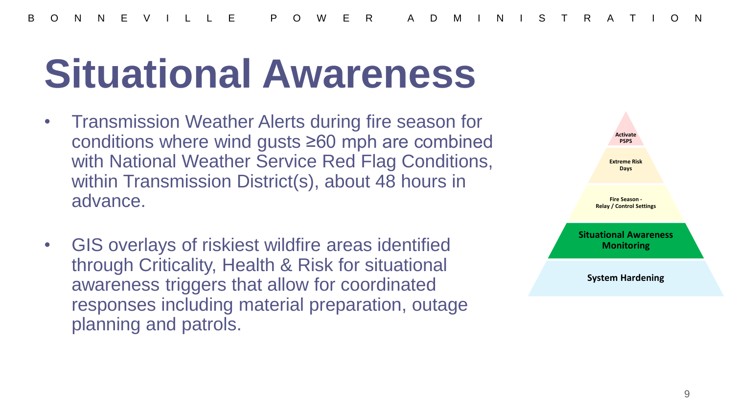# Situational Awareness

- Transmission Weather Alerts during fire season for conditions where wind gusts ≥60 mph are combined with National Weather Service Red Flag Conditions, within Transmission District(s), about 48 hours in advance.
- GIS overlays of riskiest wildfire areas identified through Criticality, Health & Risk for situational awareness triggers that allow for coordinated responses including material preparation, outage planning and patrols.

Activate PSPS

Extreme Risk Days

Fire Season - Relay / Control Settings

**Situational Awareness Monitoring**

**System Hardening**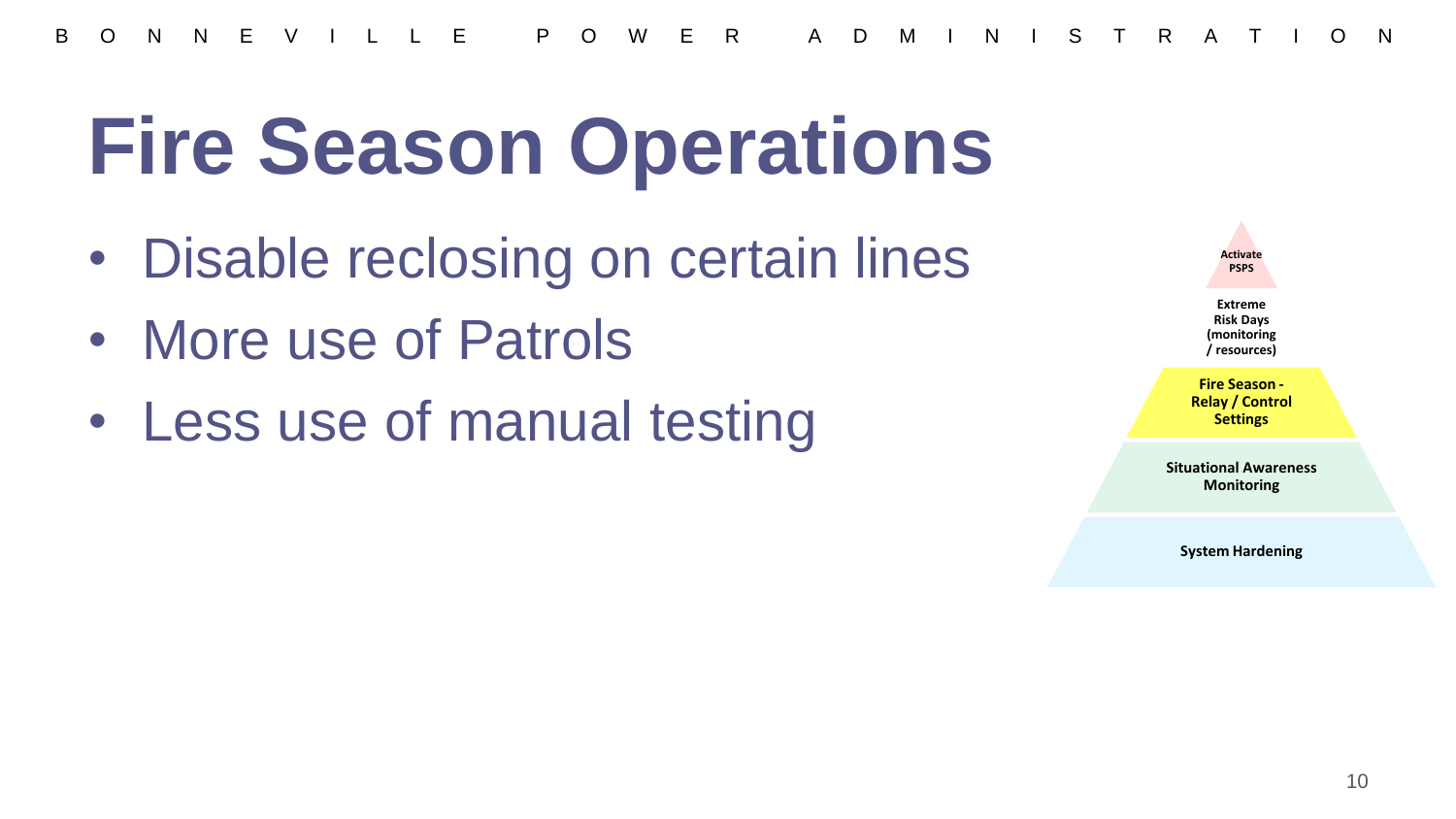# Fire Season Operations

- Disable reclosing on certain lines
- More use of Patrols
- Less use of manual testing

Activate PSPS

Extreme Risk Days (monitoring / resources)

Fire Season - Relay / Control Settings

Situational Awareness Monitoring

System Hardening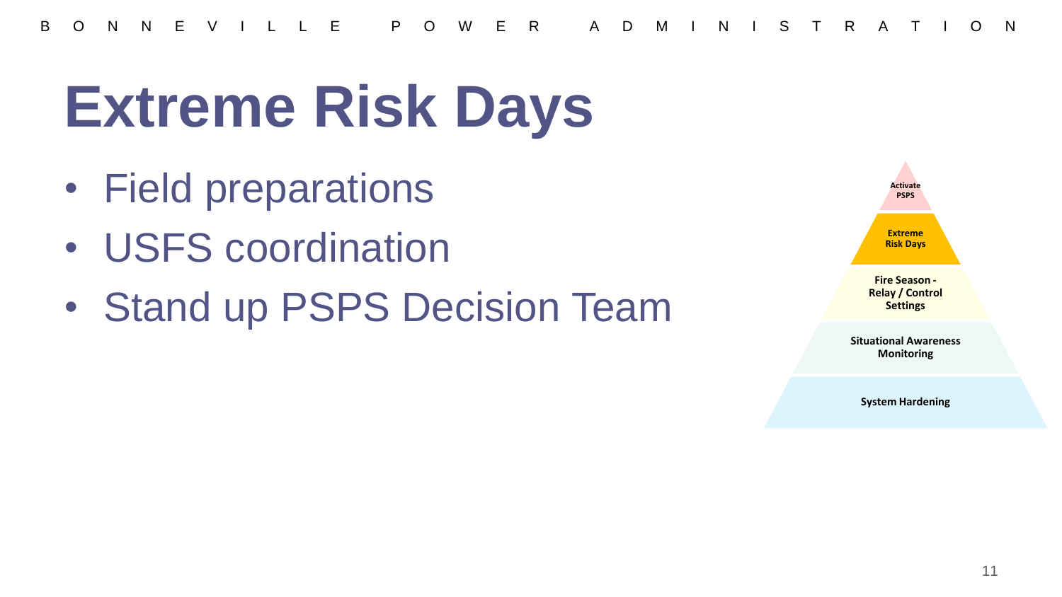# Extreme Risk Days

- Field preparations
- USFS coordination
- Stand up PSPS Decision Team

Activate PSPS

Extreme Risk Days

Fire Season - Relay / Control Settings

Situational Awareness Monitoring

System Hardening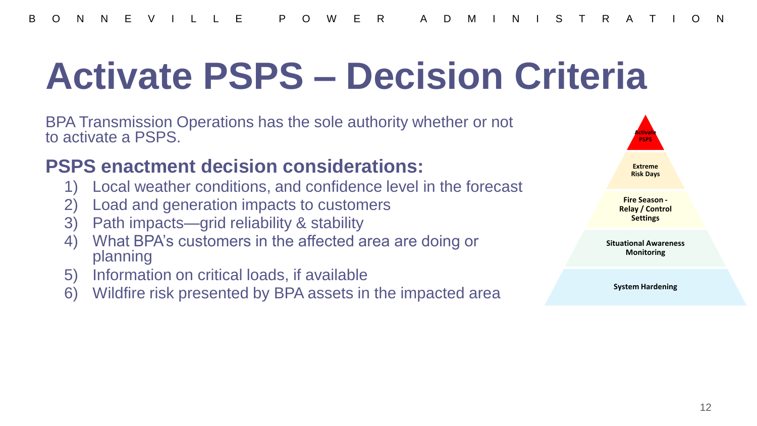# Activate PSPS – Decision Criteria

BPA Transmission Operations has the sole authority whether or not to activate a PSPS.

## PSPS enactment decision considerations:

1) Local weather conditions, and confidence level in the forecast
2) Load and generation impacts to customers
3) Path impacts—grid reliability & stability
4) What BPA's customers in the affected area are doing or planning
5) Information on critical loads, if available
6) Wildfire risk presented by BPA assets in the impacted area

Activate PSPS

Extreme Risk Days

Fire Season - Relay / Control Settings

Situational Awareness Monitoring

System Hardening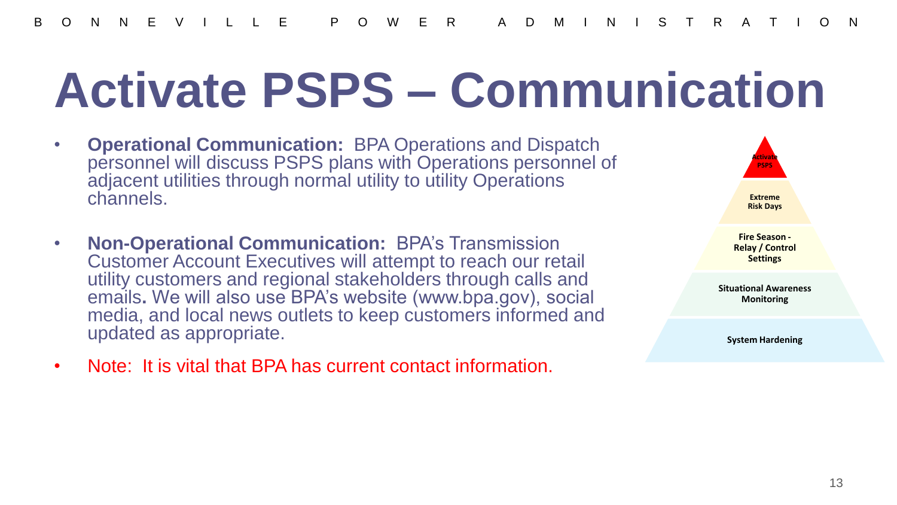# Activate PSPS – Communication

- **Operational Communication:** BPA Operations and Dispatch personnel will discuss PSPS plans with Operations personnel of adjacent utilities through normal utility to utility Operations channels.
- **Non-Operational Communication:** BPA's Transmission Customer Account Executives will attempt to reach our retail utility customers and regional stakeholders through calls and emails**.** We will also use BPA's website (www.bpa.gov), social media, and local news outlets to keep customers informed and updated as appropriate.
- Note: It is vital that BPA has current contact information.

Activate PSPS

Extreme Risk Days

Fire Season - Relay / Control Settings

Situational Awareness Monitoring

System Hardening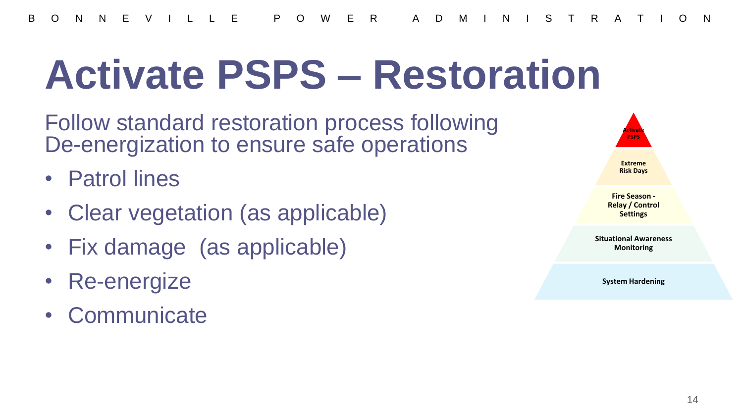# Activate PSPS – Restoration

Follow standard restoration process following De-energization to ensure safe operations

- Patrol lines
- Clear vegetation (as applicable)
- Fix damage (as applicable)
- Re-energize
- Communicate

Activate PSPS

Extreme Risk Days

Fire Season - Relay / Control Settings

Situational Awareness Monitoring

System Hardening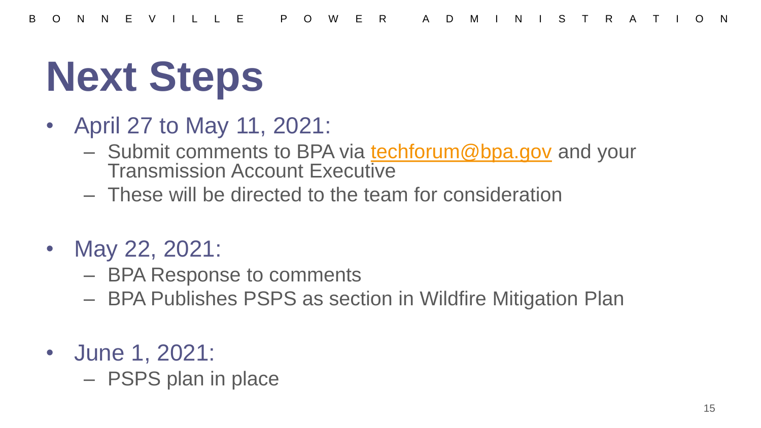# Next Steps

- April 27 to May 11, 2021:
  - Submit comments to BPA via techforum@bpa.gov and your Transmission Account Executive
  - These will be directed to the team for consideration
- May 22, 2021:
  - BPA Response to comments
  - BPA Publishes PSPS as section in Wildfire Mitigation Plan
- June 1, 2021:
  - PSPS plan in place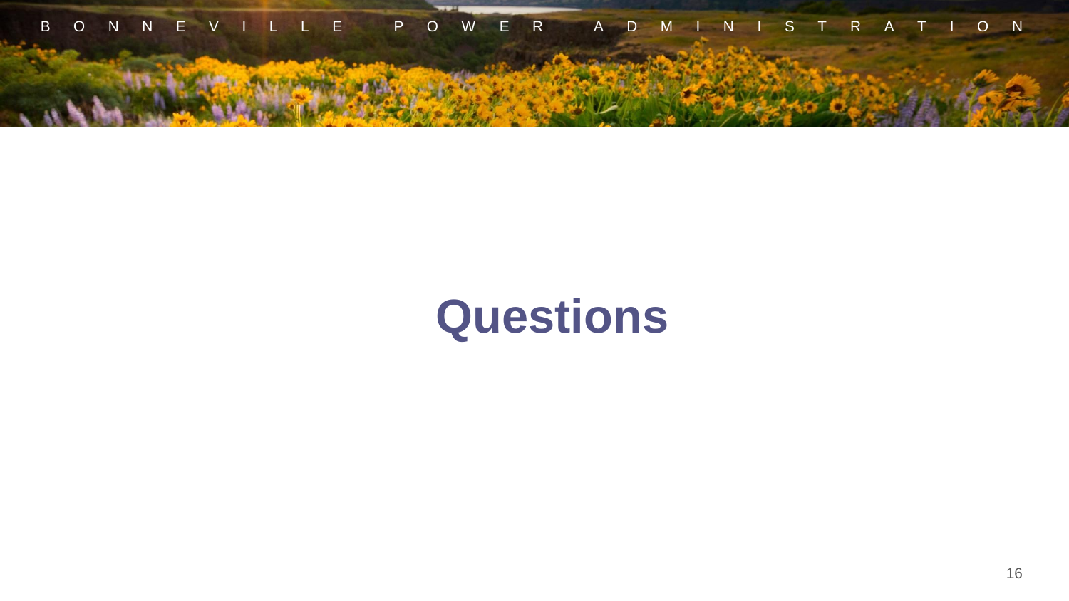# Questions